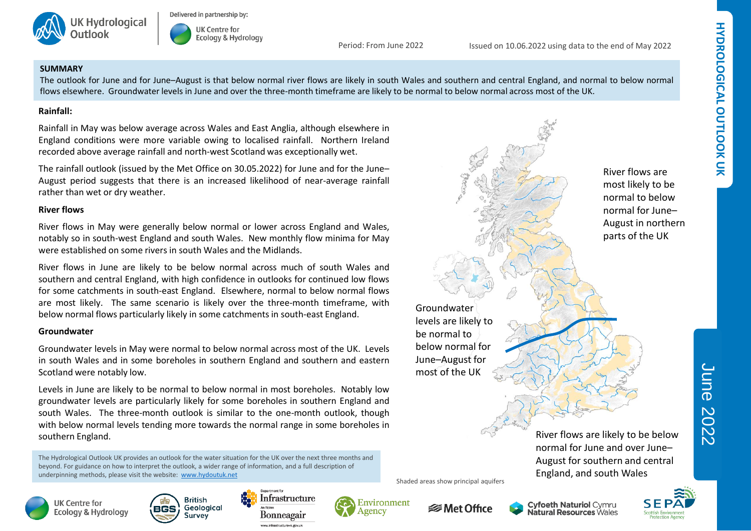# UK Hydrological Outlook

Delivered in partnership by: UK Centre for Ecology & Hydrology

Period: From June 2022

Issued on 10.06.2022 using data to the end of May 2022

## SUMMARY

The outlook for June and for June–August is that below normal river flows are likely in south Wales and southern and central England, and normal to below normal flows elsewhere. Groundwater levels in June and over the three-month timeframe are likely to be normal to below normal across most of the UK.

### Rainfall:

Rainfall in May was below average across Wales and East Anglia, although elsewhere in England conditions were more variable owing to localised rainfall. Northern Ireland recorded above average rainfall and north-west Scotland was exceptionally wet.

The rainfall outlook (issued by the Met Office on 30.05.2022) for June and for the June–August period suggests that there is an increased likelihood of near-average rainfall rather than wet or dry weather.

### River flows

River flows in May were generally below normal or lower across England and Wales, notably so in south-west England and south Wales. New monthly flow minima for May were established on some rivers in south Wales and the Midlands.

River flows in June are likely to be below normal across much of south Wales and southern and central England, with high confidence in outlooks for continued low flows for some catchments in south-east England. Elsewhere, normal to below normal flows are most likely. The same scenario is likely over the three-month timeframe, with below normal flows particularly likely in some catchments in south-east England.

### Groundwater

Groundwater levels in May were normal to below normal across most of the UK. Levels in south Wales and in some boreholes in southern England and southern and eastern Scotland were notably low.

Levels in June are likely to be normal to below normal in most boreholes. Notably low groundwater levels are particularly likely for some boreholes in southern England and south Wales. The three-month outlook is similar to the one-month outlook, though with below normal levels tending more towards the normal range in some boreholes in southern England.

River flows are most likely to be normal to below normal for June–August in northern parts of the UK

Groundwater levels are likely to be normal to below normal for June–August for most of the UK

River flows are likely to be below normal for June and over June–August for southern and central England, and south Wales

Shaded areas show principal aquifers

The Hydrological Outlook UK provides an outlook for the water situation for the UK over the next three months and beyond. For guidance on how to interpret the outlook, a wider range of information, and a full description of underpinning methods, please visit the website: www.hydoutuk.net

UK Centre for Ecology & Hydrology | British Geological Survey | Department for Infrastructure An Roinn Bonneagair | Environment Agency | Met Office | Cyfoeth Naturiol Cymru Natural Resources Wales | SEPA Scottish Environment Protection Agency

HYDROLOGICAL OUTLOOK UK

June 2022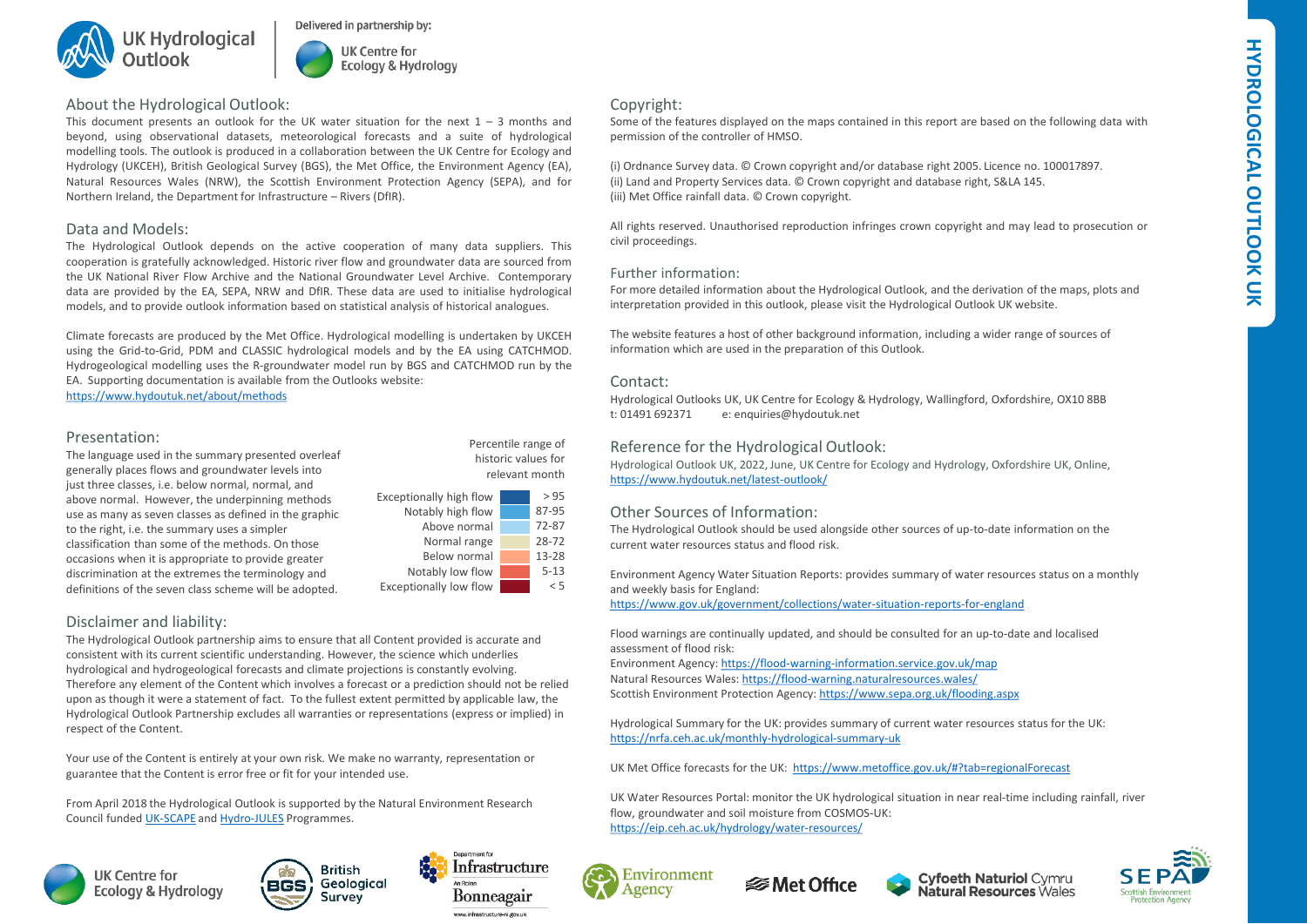UK Hydrological Outlook

Delivered in partnership by:

UK Centre for Ecology & Hydrology

## About the Hydrological Outlook:

This document presents an outlook for the UK water situation for the next 1 – 3 months and beyond, using observational datasets, meteorological forecasts and a suite of hydrological modelling tools. The outlook is produced in a collaboration between the UK Centre for Ecology and Hydrology (UKCEH), British Geological Survey (BGS), the Met Office, the Environment Agency (EA), Natural Resources Wales (NRW), the Scottish Environment Protection Agency (SEPA), and for Northern Ireland, the Department for Infrastructure – Rivers (DfIR).

## Data and Models:

The Hydrological Outlook depends on the active cooperation of many data suppliers. This cooperation is gratefully acknowledged. Historic river flow and groundwater data are sourced from the UK National River Flow Archive and the National Groundwater Level Archive. Contemporary data are provided by the EA, SEPA, NRW and DfIR. These data are used to initialise hydrological models, and to provide outlook information based on statistical analysis of historical analogues.

Climate forecasts are produced by the Met Office. Hydrological modelling is undertaken by UKCEH using the Grid-to-Grid, PDM and CLASSIC hydrological models and by the EA using CATCHMOD. Hydrogeological modelling uses the R-groundwater model run by BGS and CATCHMOD run by the EA. Supporting documentation is available from the Outlooks website: https://www.hydoutuk.net/about/methods

## Presentation:

The language used in the summary presented overleaf generally places flows and groundwater levels into just three classes, i.e. below normal, normal, and above normal. However, the underpinning methods use as many as seven classes as defined in the graphic to the right, i.e. the summary uses a simpler classification than some of the methods. On those occasions when it is appropriate to provide greater discrimination at the extremes the terminology and definitions of the seven class scheme will be adopted.

| Class | Percentile range of historic values for relevant month |
|---|---|
| Exceptionally high flow | > 95 |
| Notably high flow | 87-95 |
| Above normal | 72-87 |
| Normal range | 28-72 |
| Below normal | 13-28 |
| Notably low flow | 5-13 |
| Exceptionally low flow | < 5 |

## Disclaimer and liability:

The Hydrological Outlook partnership aims to ensure that all Content provided is accurate and consistent with its current scientific understanding. However, the science which underlies hydrological and hydrogeological forecasts and climate projections is constantly evolving. Therefore any element of the Content which involves a forecast or a prediction should not be relied upon as though it were a statement of fact. To the fullest extent permitted by applicable law, the Hydrological Outlook Partnership excludes all warranties or representations (express or implied) in respect of the Content.

Your use of the Content is entirely at your own risk. We make no warranty, representation or guarantee that the Content is error free or fit for your intended use.

From April 2018 the Hydrological Outlook is supported by the Natural Environment Research Council funded UK-SCAPE and Hydro-JULES Programmes.

## Copyright:

Some of the features displayed on the maps contained in this report are based on the following data with permission of the controller of HMSO.

(i) Ordnance Survey data. © Crown copyright and/or database right 2005. Licence no. 100017897.
(ii) Land and Property Services data. © Crown copyright and database right, S&LA 145.
(iii) Met Office rainfall data. © Crown copyright.

All rights reserved. Unauthorised reproduction infringes crown copyright and may lead to prosecution or civil proceedings.

## Further information:

For more detailed information about the Hydrological Outlook, and the derivation of the maps, plots and interpretation provided in this outlook, please visit the Hydrological Outlook UK website.

The website features a host of other background information, including a wider range of sources of information which are used in the preparation of this Outlook.

## Contact:

Hydrological Outlooks UK, UK Centre for Ecology & Hydrology, Wallingford, Oxfordshire, OX10 8BB
t: 01491 692371 e: enquiries@hydoutuk.net

## Reference for the Hydrological Outlook:

Hydrological Outlook UK, 2022, June, UK Centre for Ecology and Hydrology, Oxfordshire UK, Online, https://www.hydoutuk.net/latest-outlook/

## Other Sources of Information:

The Hydrological Outlook should be used alongside other sources of up-to-date information on the current water resources status and flood risk.

Environment Agency Water Situation Reports: provides summary of water resources status on a monthly and weekly basis for England:
https://www.gov.uk/government/collections/water-situation-reports-for-england

Flood warnings are continually updated, and should be consulted for an up-to-date and localised assessment of flood risk:
Environment Agency: https://flood-warning-information.service.gov.uk/map
Natural Resources Wales: https://flood-warning.naturalresources.wales/
Scottish Environment Protection Agency: https://www.sepa.org.uk/flooding.aspx

Hydrological Summary for the UK: provides summary of current water resources status for the UK:
https://nrfa.ceh.ac.uk/monthly-hydrological-summary-uk

UK Met Office forecasts for the UK: https://www.metoffice.gov.uk/#?tab=regionalForecast

UK Water Resources Portal: monitor the UK hydrological situation in near real-time including rainfall, river flow, groundwater and soil moisture from COSMOS-UK:
https://eip.ceh.ac.uk/hydrology/water-resources/

UK Centre for Ecology & Hydrology | British Geological Survey | Department for Infrastructure – An Roinn Bonneagair | Environment Agency | Met Office | Cyfoeth Naturiol Cymru Natural Resources Wales | SEPA Scottish Environment Protection Agency